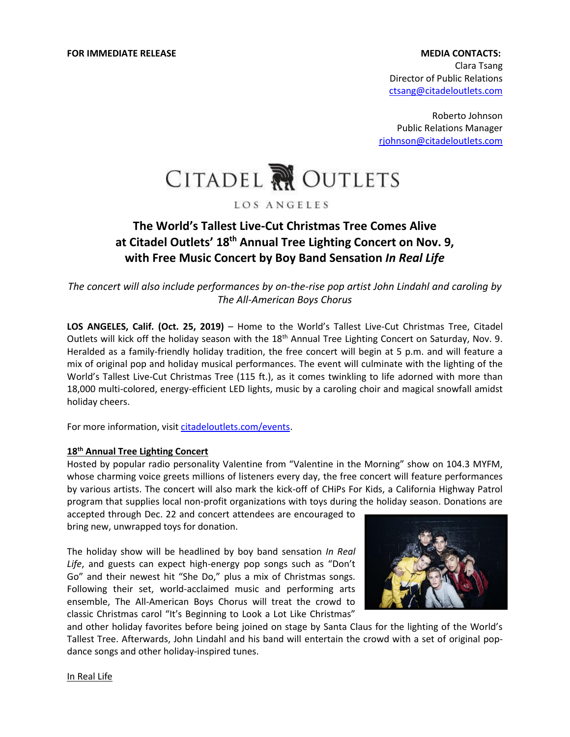**FOR IMMEDIATE RELEASE**

**MEDIA CONTACTS:**
Clara Tsang
Director of Public Relations
ctsang@citadeloutlets.com

Roberto Johnson
Public Relations Manager
rjohnson@citadeloutlets.com

CITADEL OUTLETS
LOS ANGELES

# The World's Tallest Live-Cut Christmas Tree Comes Alive at Citadel Outlets' 18th Annual Tree Lighting Concert on Nov. 9, with Free Music Concert by Boy Band Sensation *In Real Life*

*The concert will also include performances by on-the-rise pop artist John Lindahl and caroling by The All-American Boys Chorus*

**LOS ANGELES, Calif. (Oct. 25, 2019)** – Home to the World's Tallest Live-Cut Christmas Tree, Citadel Outlets will kick off the holiday season with the 18th Annual Tree Lighting Concert on Saturday, Nov. 9. Heralded as a family-friendly holiday tradition, the free concert will begin at 5 p.m. and will feature a mix of original pop and holiday musical performances. The event will culminate with the lighting of the World's Tallest Live-Cut Christmas Tree (115 ft.), as it comes twinkling to life adorned with more than 18,000 multi-colored, energy-efficient LED lights, music by a caroling choir and magical snowfall amidst holiday cheers.

For more information, visit citadeloutlets.com/events.

## 18th Annual Tree Lighting Concert

Hosted by popular radio personality Valentine from "Valentine in the Morning" show on 104.3 MYFM, whose charming voice greets millions of listeners every day, the free concert will feature performances by various artists. The concert will also mark the kick-off of CHiPs For Kids, a California Highway Patrol program that supplies local non-profit organizations with toys during the holiday season. Donations are accepted through Dec. 22 and concert attendees are encouraged to bring new, unwrapped toys for donation.

The holiday show will be headlined by boy band sensation *In Real Life*, and guests can expect high-energy pop songs such as "Don't Go" and their newest hit "She Do," plus a mix of Christmas songs. Following their set, world-acclaimed music and performing arts ensemble, The All-American Boys Chorus will treat the crowd to classic Christmas carol "It's Beginning to Look a Lot Like Christmas" and other holiday favorites before being joined on stage by Santa Claus for the lighting of the World's Tallest Tree. Afterwards, John Lindahl and his band will entertain the crowd with a set of original pop-dance songs and other holiday-inspired tunes.

## In Real Life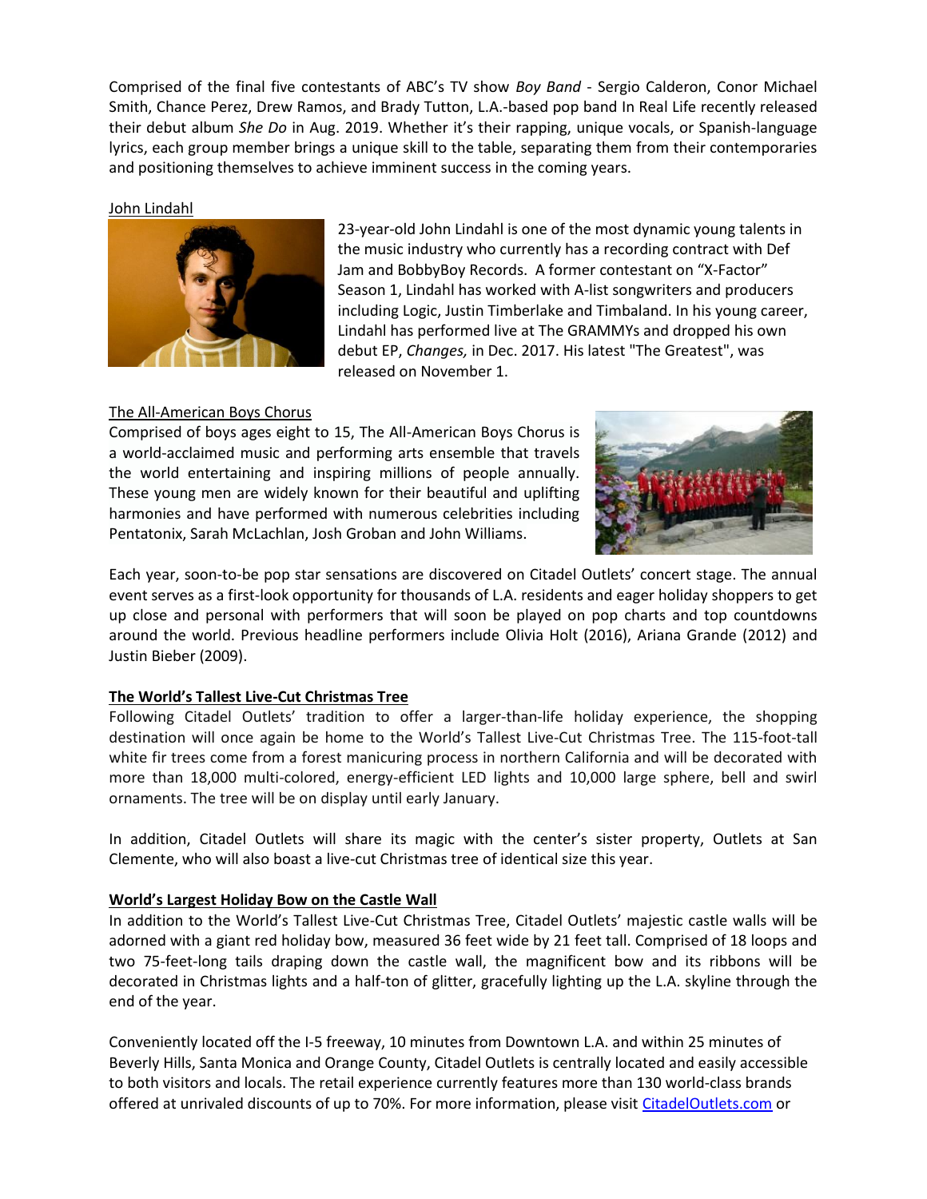Comprised of the final five contestants of ABC's TV show *Boy Band* - Sergio Calderon, Conor Michael Smith, Chance Perez, Drew Ramos, and Brady Tutton, L.A.-based pop band In Real Life recently released their debut album *She Do* in Aug. 2019. Whether it's their rapping, unique vocals, or Spanish-language lyrics, each group member brings a unique skill to the table, separating them from their contemporaries and positioning themselves to achieve imminent success in the coming years.

John Lindahl

23-year-old John Lindahl is one of the most dynamic young talents in the music industry who currently has a recording contract with Def Jam and BobbyBoy Records. A former contestant on "X-Factor" Season 1, Lindahl has worked with A-list songwriters and producers including Logic, Justin Timberlake and Timbaland. In his young career, Lindahl has performed live at The GRAMMYs and dropped his own debut EP, *Changes,* in Dec. 2017. His latest "The Greatest", was released on November 1.

The All-American Boys Chorus

Comprised of boys ages eight to 15, The All-American Boys Chorus is a world-acclaimed music and performing arts ensemble that travels the world entertaining and inspiring millions of people annually. These young men are widely known for their beautiful and uplifting harmonies and have performed with numerous celebrities including Pentatonix, Sarah McLachlan, Josh Groban and John Williams.

Each year, soon-to-be pop star sensations are discovered on Citadel Outlets' concert stage. The annual event serves as a first-look opportunity for thousands of L.A. residents and eager holiday shoppers to get up close and personal with performers that will soon be played on pop charts and top countdowns around the world. Previous headline performers include Olivia Holt (2016), Ariana Grande (2012) and Justin Bieber (2009).

**The World's Tallest Live-Cut Christmas Tree**

Following Citadel Outlets' tradition to offer a larger-than-life holiday experience, the shopping destination will once again be home to the World's Tallest Live-Cut Christmas Tree. The 115-foot-tall white fir trees come from a forest manicuring process in northern California and will be decorated with more than 18,000 multi-colored, energy-efficient LED lights and 10,000 large sphere, bell and swirl ornaments. The tree will be on display until early January.

In addition, Citadel Outlets will share its magic with the center's sister property, Outlets at San Clemente, who will also boast a live-cut Christmas tree of identical size this year.

**World's Largest Holiday Bow on the Castle Wall**

In addition to the World's Tallest Live-Cut Christmas Tree, Citadel Outlets' majestic castle walls will be adorned with a giant red holiday bow, measured 36 feet wide by 21 feet tall. Comprised of 18 loops and two 75-feet-long tails draping down the castle wall, the magnificent bow and its ribbons will be decorated in Christmas lights and a half-ton of glitter, gracefully lighting up the L.A. skyline through the end of the year.

Conveniently located off the I-5 freeway, 10 minutes from Downtown L.A. and within 25 minutes of Beverly Hills, Santa Monica and Orange County, Citadel Outlets is centrally located and easily accessible to both visitors and locals. The retail experience currently features more than 130 world-class brands offered at unrivaled discounts of up to 70%. For more information, please visit CitadelOutlets.com or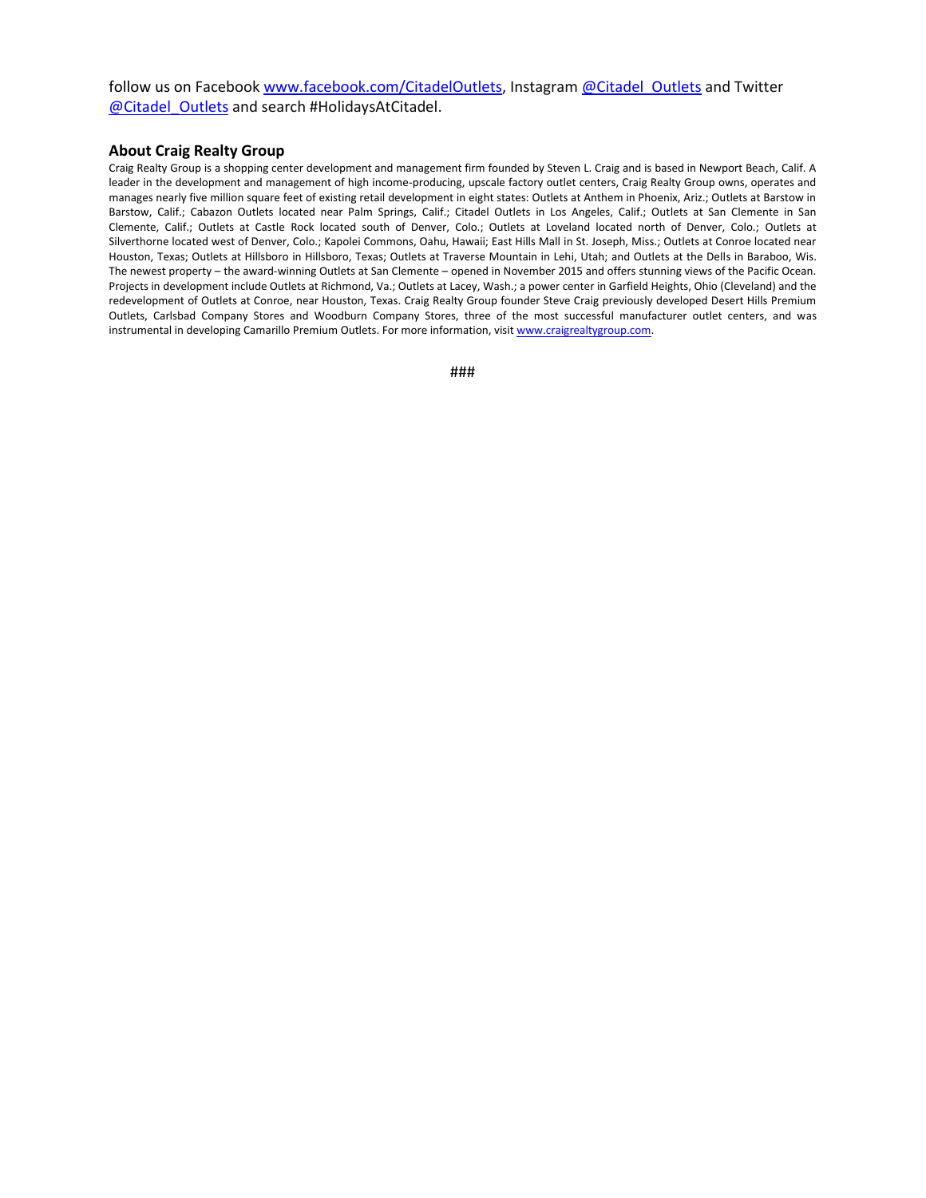follow us on Facebook [www.facebook.com/CitadelOutlets](www.facebook.com/CitadelOutlets), Instagram [@Citadel_Outlets](@Citadel_Outlets) and Twitter [@Citadel_Outlets](@Citadel_Outlets) and search #HolidaysAtCitadel.

## About Craig Realty Group

Craig Realty Group is a shopping center development and management firm founded by Steven L. Craig and is based in Newport Beach, Calif. A leader in the development and management of high income-producing, upscale factory outlet centers, Craig Realty Group owns, operates and manages nearly five million square feet of existing retail development in eight states: Outlets at Anthem in Phoenix, Ariz.; Outlets at Barstow in Barstow, Calif.; Cabazon Outlets located near Palm Springs, Calif.; Citadel Outlets in Los Angeles, Calif.; Outlets at San Clemente in San Clemente, Calif.; Outlets at Castle Rock located south of Denver, Colo.; Outlets at Loveland located north of Denver, Colo.; Outlets at Silverthorne located west of Denver, Colo.; Kapolei Commons, Oahu, Hawaii; East Hills Mall in St. Joseph, Miss.; Outlets at Conroe located near Houston, Texas; Outlets at Hillsboro in Hillsboro, Texas; Outlets at Traverse Mountain in Lehi, Utah; and Outlets at the Dells in Baraboo, Wis. The newest property – the award-winning Outlets at San Clemente – opened in November 2015 and offers stunning views of the Pacific Ocean. Projects in development include Outlets at Richmond, Va.; Outlets at Lacey, Wash.; a power center in Garfield Heights, Ohio (Cleveland) and the redevelopment of Outlets at Conroe, near Houston, Texas. Craig Realty Group founder Steve Craig previously developed Desert Hills Premium Outlets, Carlsbad Company Stores and Woodburn Company Stores, three of the most successful manufacturer outlet centers, and was instrumental in developing Camarillo Premium Outlets. For more information, visit [www.craigrealtygroup.com](www.craigrealtygroup.com).

###